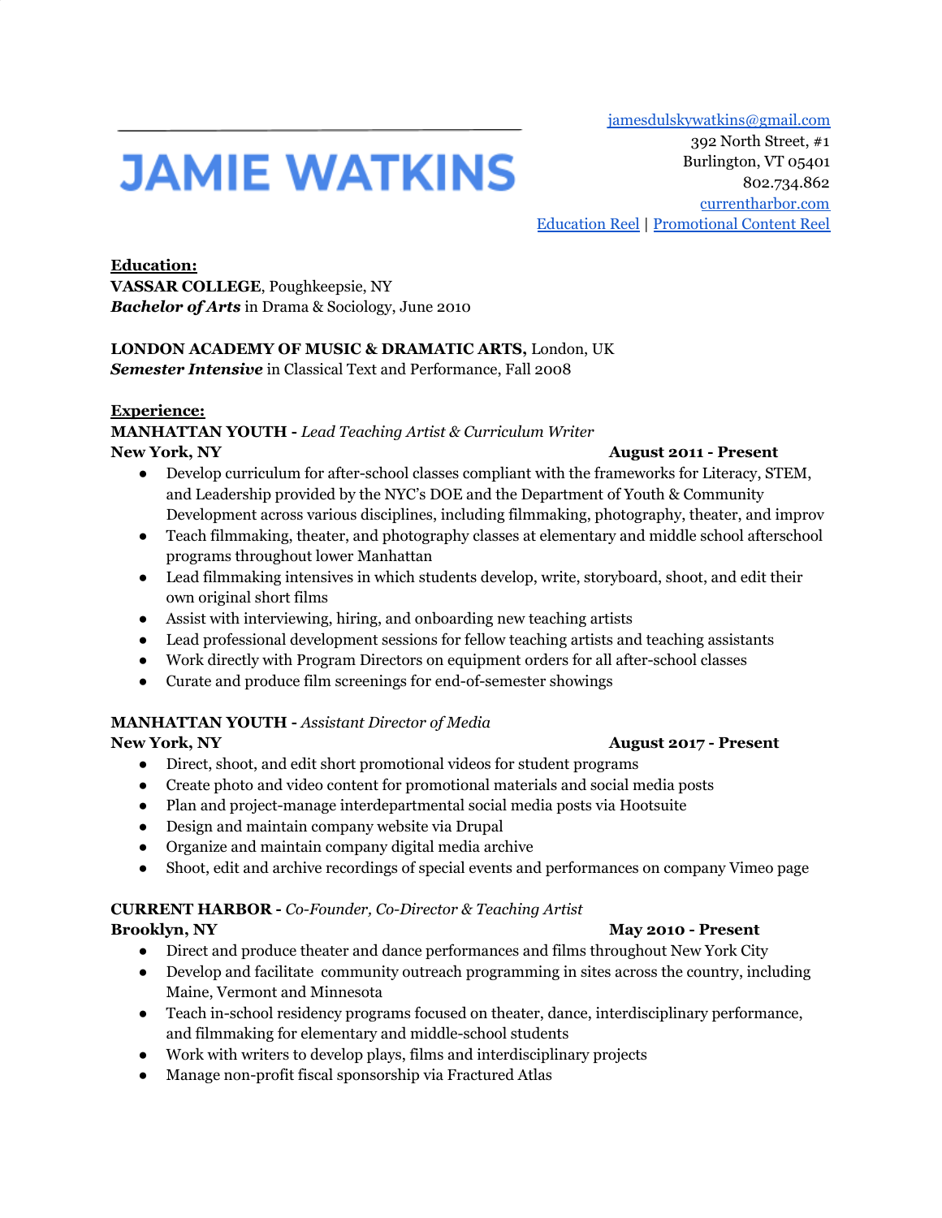# JAMIE WATKINS

jamesdulskywatkins@gmail.com
392 North Street, #1
Burlington, VT 05401
802.734.862
currentharbor.com
Education Reel | Promotional Content Reel

## Education:

**VASSAR COLLEGE**, Poughkeepsie, NY
***Bachelor of Arts*** in Drama & Sociology, June 2010

**LONDON ACADEMY OF MUSIC & DRAMATIC ARTS,** London, UK
***Semester Intensive*** in Classical Text and Performance, Fall 2008

## Experience:

**MANHATTAN YOUTH -** *Lead Teaching Artist & Curriculum Writer*
**New York, NY** **August 2011 - Present**

- Develop curriculum for after-school classes compliant with the frameworks for Literacy, STEM, and Leadership provided by the NYC's DOE and the Department of Youth & Community Development across various disciplines, including filmmaking, photography, theater, and improv
- Teach filmmaking, theater, and photography classes at elementary and middle school afterschool programs throughout lower Manhattan
- Lead filmmaking intensives in which students develop, write, storyboard, shoot, and edit their own original short films
- Assist with interviewing, hiring, and onboarding new teaching artists
- Lead professional development sessions for fellow teaching artists and teaching assistants
- Work directly with Program Directors on equipment orders for all after-school classes
- Curate and produce film screenings for end-of-semester showings

**MANHATTAN YOUTH -** *Assistant Director of Media*
**New York, NY** **August 2017 - Present**

- Direct, shoot, and edit short promotional videos for student programs
- Create photo and video content for promotional materials and social media posts
- Plan and project-manage interdepartmental social media posts via Hootsuite
- Design and maintain company website via Drupal
- Organize and maintain company digital media archive
- Shoot, edit and archive recordings of special events and performances on company Vimeo page

**CURRENT HARBOR -** *Co-Founder, Co-Director & Teaching Artist*
**Brooklyn, NY** **May 2010 - Present**

- Direct and produce theater and dance performances and films throughout New York City
- Develop and facilitate community outreach programming in sites across the country, including Maine, Vermont and Minnesota
- Teach in-school residency programs focused on theater, dance, interdisciplinary performance, and filmmaking for elementary and middle-school students
- Work with writers to develop plays, films and interdisciplinary projects
- Manage non-profit fiscal sponsorship via Fractured Atlas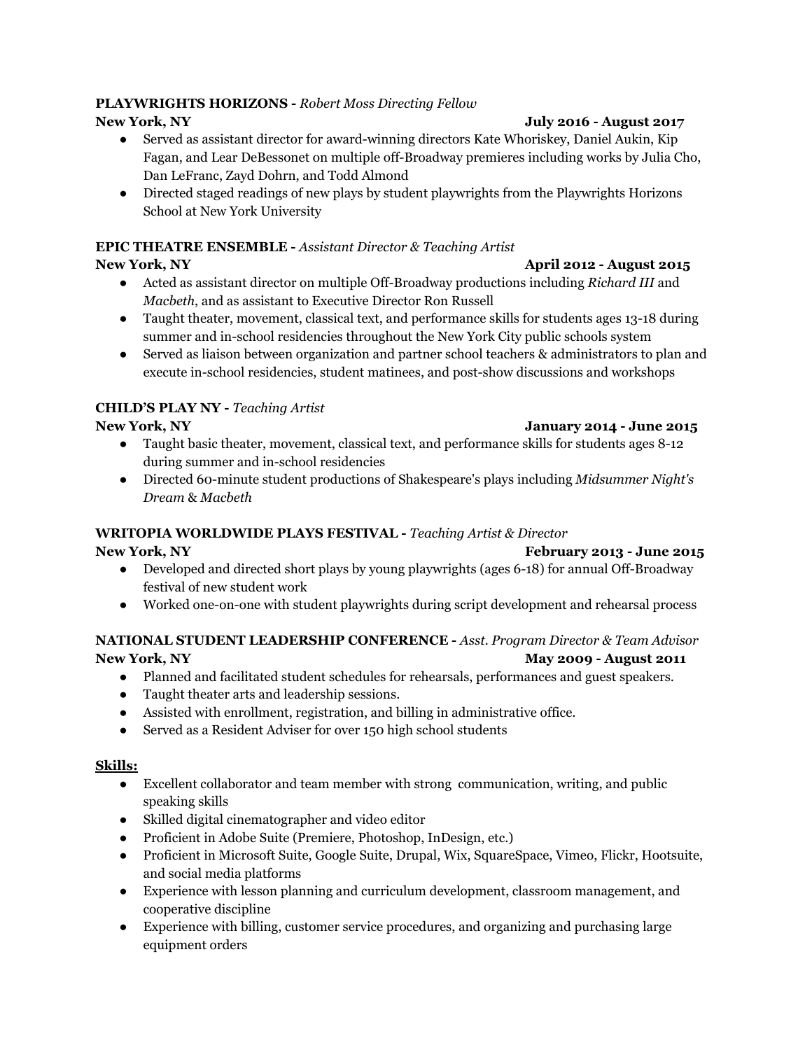**PLAYWRIGHTS HORIZONS -** *Robert Moss Directing Fellow*
**New York, NY** **July 2016 - August 2017**

- Served as assistant director for award-winning directors Kate Whoriskey, Daniel Aukin, Kip Fagan, and Lear DeBessonet on multiple off-Broadway premieres including works by Julia Cho, Dan LeFranc, Zayd Dohrn, and Todd Almond
- Directed staged readings of new plays by student playwrights from the Playwrights Horizons School at New York University

**EPIC THEATRE ENSEMBLE -** *Assistant Director & Teaching Artist*
**New York, NY** **April 2012 - August 2015**

- Acted as assistant director on multiple Off-Broadway productions including *Richard III* and *Macbeth*, and as assistant to Executive Director Ron Russell
- Taught theater, movement, classical text, and performance skills for students ages 13-18 during summer and in-school residencies throughout the New York City public schools system
- Served as liaison between organization and partner school teachers & administrators to plan and execute in-school residencies, student matinees, and post-show discussions and workshops

**CHILD'S PLAY NY -** *Teaching Artist*
**New York, NY** **January 2014 - June 2015**

- Taught basic theater, movement, classical text, and performance skills for students ages 8-12 during summer and in-school residencies
- Directed 60-minute student productions of Shakespeare's plays including *Midsummer Night's Dream* & *Macbeth*

**WRITOPIA WORLDWIDE PLAYS FESTIVAL -** *Teaching Artist & Director*
**New York, NY** **February 2013 - June 2015**

- Developed and directed short plays by young playwrights (ages 6-18) for annual Off-Broadway festival of new student work
- Worked one-on-one with student playwrights during script development and rehearsal process

**NATIONAL STUDENT LEADERSHIP CONFERENCE -** *Asst. Program Director & Team Advisor*
**New York, NY** **May 2009 - August 2011**

- Planned and facilitated student schedules for rehearsals, performances and guest speakers.
- Taught theater arts and leadership sessions.
- Assisted with enrollment, registration, and billing in administrative office.
- Served as a Resident Adviser for over 150 high school students

**Skills:**

- Excellent collaborator and team member with strong communication, writing, and public speaking skills
- Skilled digital cinematographer and video editor
- Proficient in Adobe Suite (Premiere, Photoshop, InDesign, etc.)
- Proficient in Microsoft Suite, Google Suite, Drupal, Wix, SquareSpace, Vimeo, Flickr, Hootsuite, and social media platforms
- Experience with lesson planning and curriculum development, classroom management, and cooperative discipline
- Experience with billing, customer service procedures, and organizing and purchasing large equipment orders